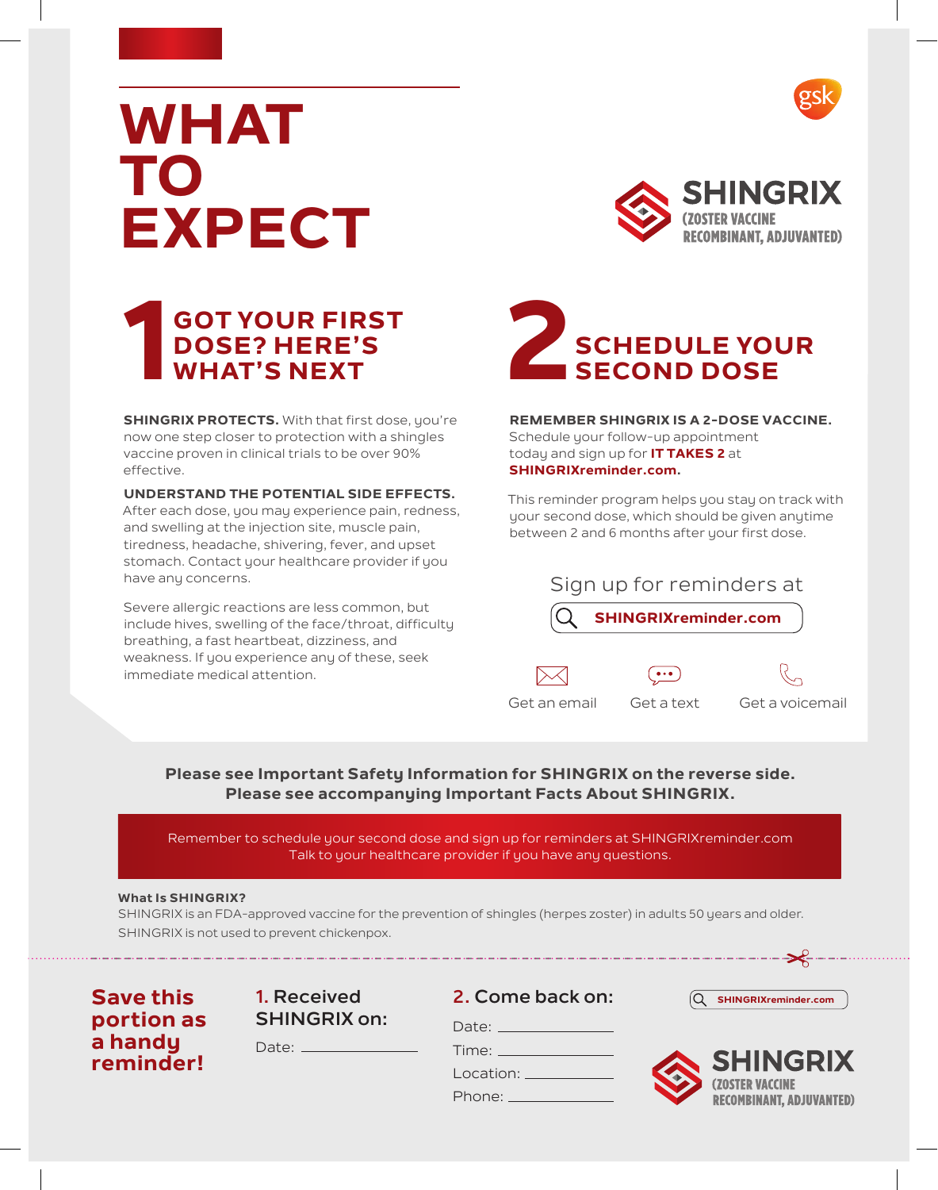# WHAT TO EXPECT

**SHINGRIX**
(ZOSTER VACCINE RECOMBINANT, ADJUVANTED)

## 1 GOT YOUR FIRST DOSE? HERE'S WHAT'S NEXT

**SHINGRIX PROTECTS.** With that first dose, you're now one step closer to protection with a shingles vaccine proven in clinical trials to be over 90% effective.

**UNDERSTAND THE POTENTIAL SIDE EFFECTS.** After each dose, you may experience pain, redness, and swelling at the injection site, muscle pain, tiredness, headache, shivering, fever, and upset stomach. Contact your healthcare provider if you have any concerns.

Severe allergic reactions are less common, but include hives, swelling of the face/throat, difficulty breathing, a fast heartbeat, dizziness, and weakness. If you experience any of these, seek immediate medical attention.

## 2 SCHEDULE YOUR SECOND DOSE

**REMEMBER SHINGRIX IS A 2-DOSE VACCINE.** Schedule your follow-up appointment today and sign up for **IT TAKES 2** at **SHINGRIXreminder.com.**

This reminder program helps you stay on track with your second dose, which should be given anytime between 2 and 6 months after your first dose.

Sign up for reminders at

**SHINGRIXreminder.com**

Get an email | Get a text | Get a voicemail

**Please see Important Safety Information for SHINGRIX on the reverse side.**
**Please see accompanying Important Facts About SHINGRIX.**

Remember to schedule your second dose and sign up for reminders at SHINGRIXreminder.com
Talk to your healthcare provider if you have any questions.

**What Is SHINGRIX?**
SHINGRIX is an FDA-approved vaccine for the prevention of shingles (herpes zoster) in adults 50 years and older. SHINGRIX is not used to prevent chickenpox.

---

**Save this portion as a handy reminder!**

**1. Received SHINGRIX on:**

Date: ____________

**2. Come back on:**

Date: ____________
Time: ____________
Location: ____________
Phone: ____________

SHINGRIXreminder.com

**SHINGRIX**
(ZOSTER VACCINE RECOMBINANT, ADJUVANTED)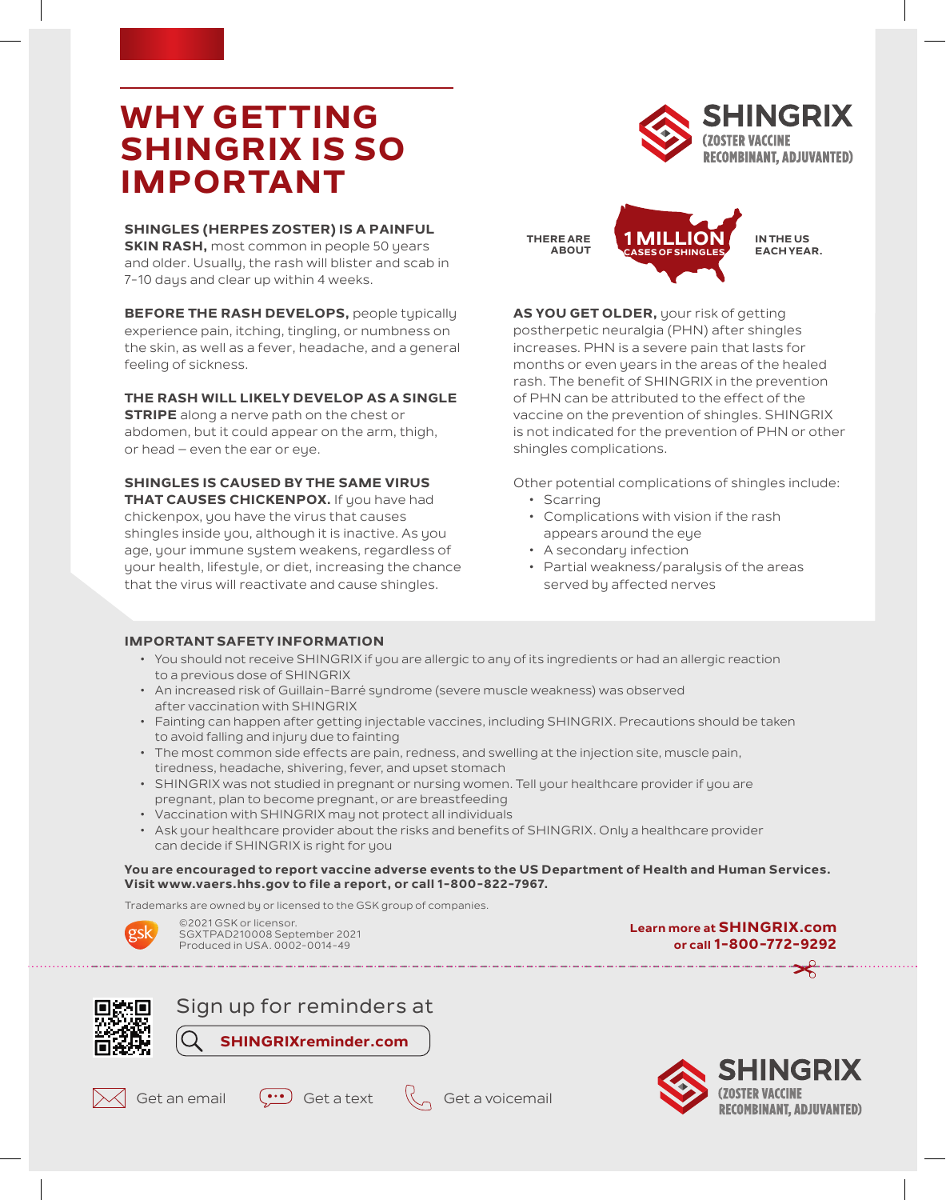# WHY GETTING SHINGRIX IS SO IMPORTANT

SHINGRIX
(ZOSTER VACCINE RECOMBINANT, ADJUVANTED)

**SHINGLES (HERPES ZOSTER) IS A PAINFUL SKIN RASH,** most common in people 50 years and older. Usually, the rash will blister and scab in 7-10 days and clear up within 4 weeks.

**BEFORE THE RASH DEVELOPS,** people typically experience pain, itching, tingling, or numbness on the skin, as well as a fever, headache, and a general feeling of sickness.

**THE RASH WILL LIKELY DEVELOP AS A SINGLE STRIPE** along a nerve path on the chest or abdomen, but it could appear on the arm, thigh, or head – even the ear or eye.

**SHINGLES IS CAUSED BY THE SAME VIRUS THAT CAUSES CHICKENPOX.** If you have had chickenpox, you have the virus that causes shingles inside you, although it is inactive. As you age, your immune system weakens, regardless of your health, lifestyle, or diet, increasing the chance that the virus will reactivate and cause shingles.

**THERE ARE ABOUT 1 MILLION CASES OF SHINGLES IN THE US EACH YEAR.**

**AS YOU GET OLDER,** your risk of getting postherpetic neuralgia (PHN) after shingles increases. PHN is a severe pain that lasts for months or even years in the areas of the healed rash. The benefit of SHINGRIX in the prevention of PHN can be attributed to the effect of the vaccine on the prevention of shingles. SHINGRIX is not indicated for the prevention of PHN or other shingles complications.

Other potential complications of shingles include:

- Scarring
- Complications with vision if the rash appears around the eye
- A secondary infection
- Partial weakness/paralysis of the areas served by affected nerves

## IMPORTANT SAFETY INFORMATION

- You should not receive SHINGRIX if you are allergic to any of its ingredients or had an allergic reaction to a previous dose of SHINGRIX
- An increased risk of Guillain-Barré syndrome (severe muscle weakness) was observed after vaccination with SHINGRIX
- Fainting can happen after getting injectable vaccines, including SHINGRIX. Precautions should be taken to avoid falling and injury due to fainting
- The most common side effects are pain, redness, and swelling at the injection site, muscle pain, tiredness, headache, shivering, fever, and upset stomach
- SHINGRIX was not studied in pregnant or nursing women. Tell your healthcare provider if you are pregnant, plan to become pregnant, or are breastfeeding
- Vaccination with SHINGRIX may not protect all individuals
- Ask your healthcare provider about the risks and benefits of SHINGRIX. Only a healthcare provider can decide if SHINGRIX is right for you

**You are encouraged to report vaccine adverse events to the US Department of Health and Human Services. Visit www.vaers.hhs.gov to file a report, or call 1-800-822-7967.**

Trademarks are owned by or licensed to the GSK group of companies.

©2021 GSK or licensor.
SGXTPAD210008 September 2021
Produced in USA. 0002-0014-49

**Learn more at SHINGRIX.com or call 1-800-772-9292**

---

Sign up for reminders at

**SHINGRIXreminder.com**

Get an email | Get a text | Get a voicemail

SHINGRIX
(ZOSTER VACCINE RECOMBINANT, ADJUVANTED)